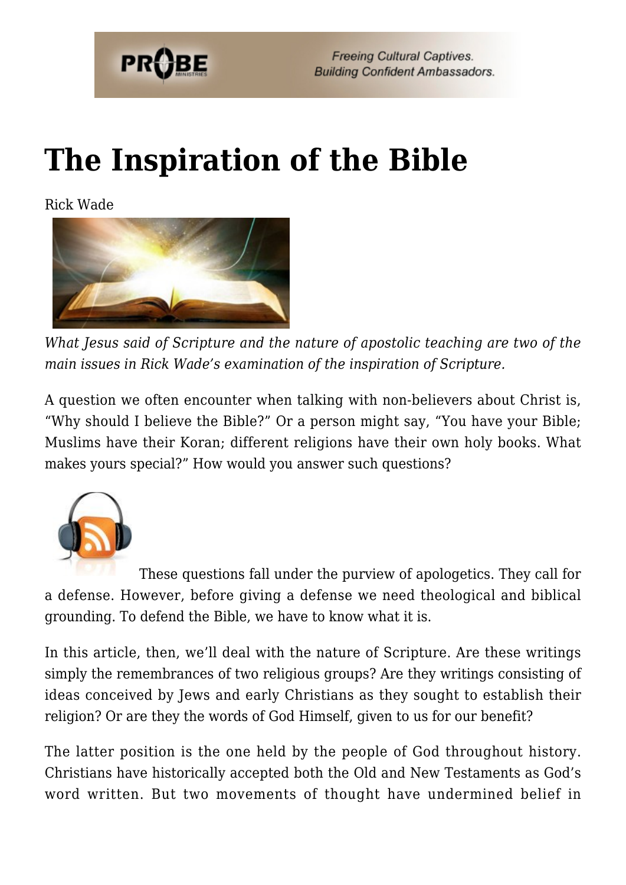# The Inspiration of the Bible

Rick Wade

*What Jesus said of Scripture and the nature of apostolic teaching are two of the main issues in Rick Wade's examination of the inspiration of Scripture.*

A question we often encounter when talking with non-believers about Christ is, "Why should I believe the Bible?" Or a person might say, "You have your Bible; Muslims have their Koran; different religions have their own holy books. What makes yours special?" How would you answer such questions?

These questions fall under the purview of apologetics. They call for a defense. However, before giving a defense we need theological and biblical grounding. To defend the Bible, we have to know what it is.

In this article, then, we'll deal with the nature of Scripture. Are these writings simply the remembrances of two religious groups? Are they writings consisting of ideas conceived by Jews and early Christians as they sought to establish their religion? Or are they the words of God Himself, given to us for our benefit?

The latter position is the one held by the people of God throughout history. Christians have historically accepted both the Old and New Testaments as God's word written. But two movements of thought have undermined belief in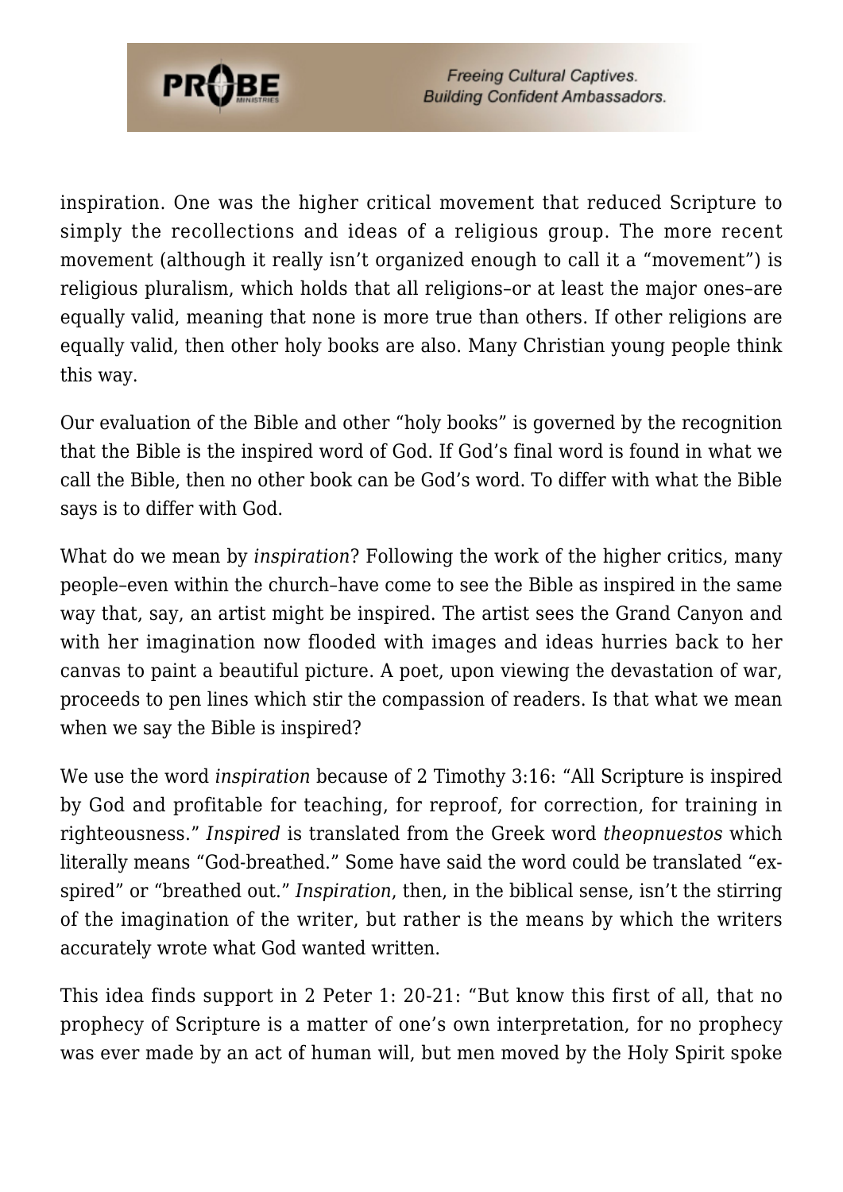inspiration. One was the higher critical movement that reduced Scripture to simply the recollections and ideas of a religious group. The more recent movement (although it really isn't organized enough to call it a "movement") is religious pluralism, which holds that all religions–or at least the major ones–are equally valid, meaning that none is more true than others. If other religions are equally valid, then other holy books are also. Many Christian young people think this way.

Our evaluation of the Bible and other "holy books" is governed by the recognition that the Bible is the inspired word of God. If God's final word is found in what we call the Bible, then no other book can be God's word. To differ with what the Bible says is to differ with God.

What do we mean by *inspiration*? Following the work of the higher critics, many people–even within the church–have come to see the Bible as inspired in the same way that, say, an artist might be inspired. The artist sees the Grand Canyon and with her imagination now flooded with images and ideas hurries back to her canvas to paint a beautiful picture. A poet, upon viewing the devastation of war, proceeds to pen lines which stir the compassion of readers. Is that what we mean when we say the Bible is inspired?

We use the word *inspiration* because of 2 Timothy 3:16: "All Scripture is inspired by God and profitable for teaching, for reproof, for correction, for training in righteousness." *Inspired* is translated from the Greek word *theopnuestos* which literally means "God-breathed." Some have said the word could be translated "ex-spired" or "breathed out." *Inspiration*, then, in the biblical sense, isn't the stirring of the imagination of the writer, but rather is the means by which the writers accurately wrote what God wanted written.

This idea finds support in 2 Peter 1: 20-21: "But know this first of all, that no prophecy of Scripture is a matter of one's own interpretation, for no prophecy was ever made by an act of human will, but men moved by the Holy Spirit spoke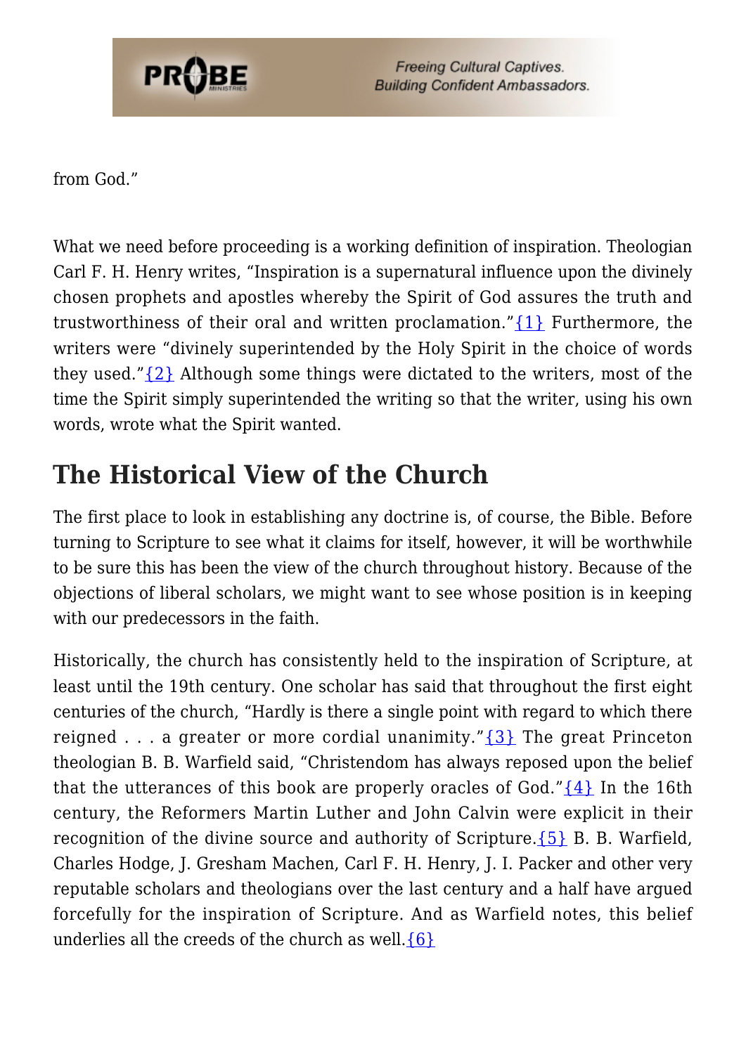from God."

What we need before proceeding is a working definition of inspiration. Theologian Carl F. H. Henry writes, "Inspiration is a supernatural influence upon the divinely chosen prophets and apostles whereby the Spirit of God assures the truth and trustworthiness of their oral and written proclamation."{1} Furthermore, the writers were "divinely superintended by the Holy Spirit in the choice of words they used."{2} Although some things were dictated to the writers, most of the time the Spirit simply superintended the writing so that the writer, using his own words, wrote what the Spirit wanted.

## The Historical View of the Church

The first place to look in establishing any doctrine is, of course, the Bible. Before turning to Scripture to see what it claims for itself, however, it will be worthwhile to be sure this has been the view of the church throughout history. Because of the objections of liberal scholars, we might want to see whose position is in keeping with our predecessors in the faith.

Historically, the church has consistently held to the inspiration of Scripture, at least until the 19th century. One scholar has said that throughout the first eight centuries of the church, "Hardly is there a single point with regard to which there reigned . . . a greater or more cordial unanimity."{3} The great Princeton theologian B. B. Warfield said, "Christendom has always reposed upon the belief that the utterances of this book are properly oracles of God."{4} In the 16th century, the Reformers Martin Luther and John Calvin were explicit in their recognition of the divine source and authority of Scripture.{5} B. B. Warfield, Charles Hodge, J. Gresham Machen, Carl F. H. Henry, J. I. Packer and other very reputable scholars and theologians over the last century and a half have argued forcefully for the inspiration of Scripture. And as Warfield notes, this belief underlies all the creeds of the church as well.{6}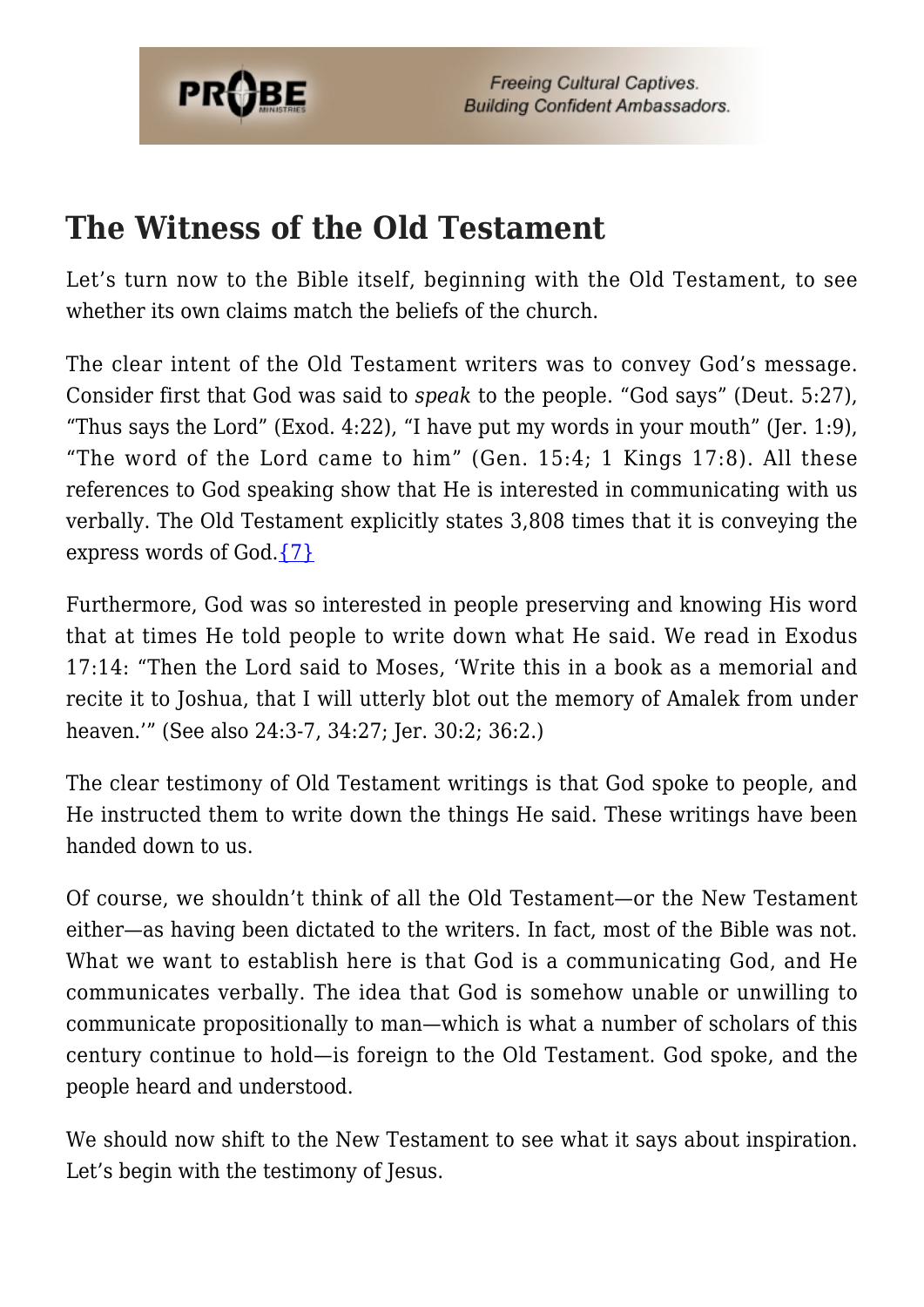## The Witness of the Old Testament

Let's turn now to the Bible itself, beginning with the Old Testament, to see whether its own claims match the beliefs of the church.

The clear intent of the Old Testament writers was to convey God's message. Consider first that God was said to *speak* to the people. "God says" (Deut. 5:27), "Thus says the Lord" (Exod. 4:22), "I have put my words in your mouth" (Jer. 1:9), "The word of the Lord came to him" (Gen. 15:4; 1 Kings 17:8). All these references to God speaking show that He is interested in communicating with us verbally. The Old Testament explicitly states 3,808 times that it is conveying the express words of God.{7}

Furthermore, God was so interested in people preserving and knowing His word that at times He told people to write down what He said. We read in Exodus 17:14: "Then the Lord said to Moses, 'Write this in a book as a memorial and recite it to Joshua, that I will utterly blot out the memory of Amalek from under heaven.'" (See also 24:3-7, 34:27; Jer. 30:2; 36:2.)

The clear testimony of Old Testament writings is that God spoke to people, and He instructed them to write down the things He said. These writings have been handed down to us.

Of course, we shouldn't think of all the Old Testament—or the New Testament either—as having been dictated to the writers. In fact, most of the Bible was not. What we want to establish here is that God is a communicating God, and He communicates verbally. The idea that God is somehow unable or unwilling to communicate propositionally to man—which is what a number of scholars of this century continue to hold—is foreign to the Old Testament. God spoke, and the people heard and understood.

We should now shift to the New Testament to see what it says about inspiration. Let's begin with the testimony of Jesus.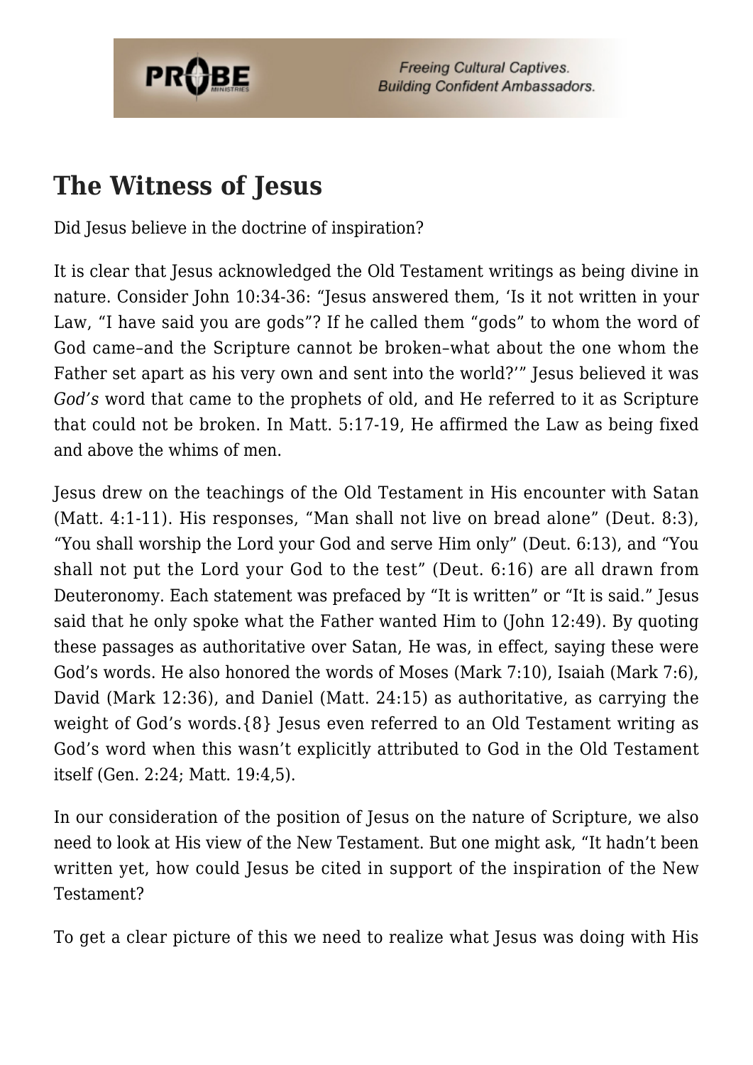## The Witness of Jesus

Did Jesus believe in the doctrine of inspiration?

It is clear that Jesus acknowledged the Old Testament writings as being divine in nature. Consider John 10:34-36: "Jesus answered them, 'Is it not written in your Law, "I have said you are gods"? If he called them "gods" to whom the word of God came–and the Scripture cannot be broken–what about the one whom the Father set apart as his very own and sent into the world?'" Jesus believed it was *God's* word that came to the prophets of old, and He referred to it as Scripture that could not be broken. In Matt. 5:17-19, He affirmed the Law as being fixed and above the whims of men.

Jesus drew on the teachings of the Old Testament in His encounter with Satan (Matt. 4:1-11). His responses, "Man shall not live on bread alone" (Deut. 8:3), "You shall worship the Lord your God and serve Him only" (Deut. 6:13), and "You shall not put the Lord your God to the test" (Deut. 6:16) are all drawn from Deuteronomy. Each statement was prefaced by "It is written" or "It is said." Jesus said that he only spoke what the Father wanted Him to (John 12:49). By quoting these passages as authoritative over Satan, He was, in effect, saying these were God's words. He also honored the words of Moses (Mark 7:10), Isaiah (Mark 7:6), David (Mark 12:36), and Daniel (Matt. 24:15) as authoritative, as carrying the weight of God's words.{8} Jesus even referred to an Old Testament writing as God's word when this wasn't explicitly attributed to God in the Old Testament itself (Gen. 2:24; Matt. 19:4,5).

In our consideration of the position of Jesus on the nature of Scripture, we also need to look at His view of the New Testament. But one might ask, "It hadn't been written yet, how could Jesus be cited in support of the inspiration of the New Testament?

To get a clear picture of this we need to realize what Jesus was doing with His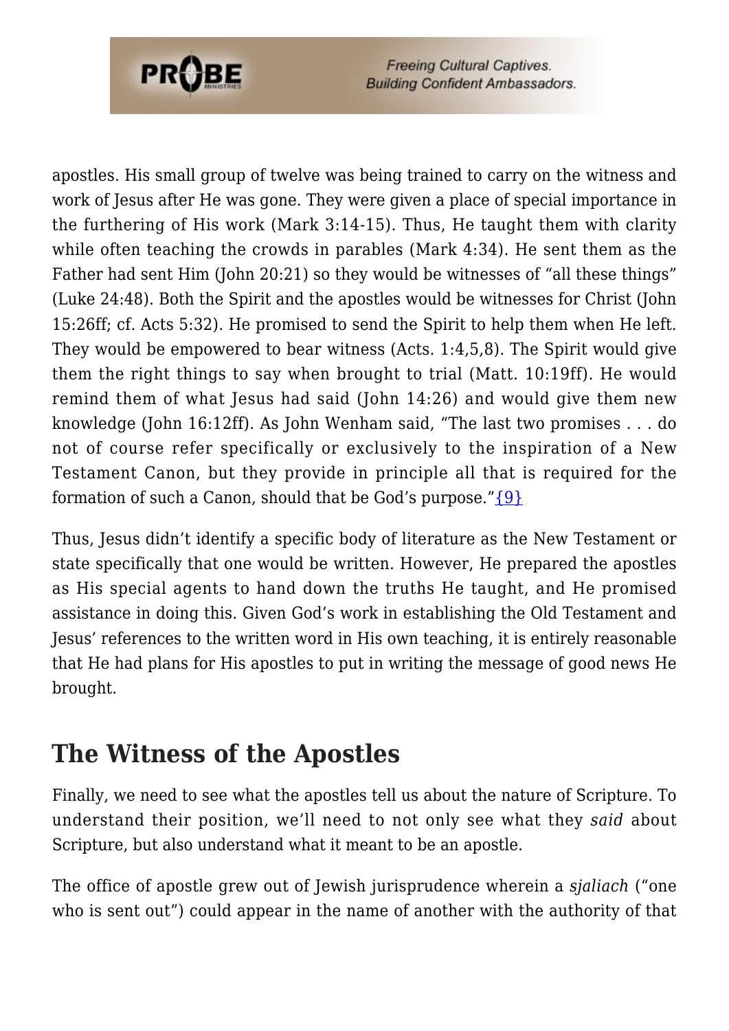apostles. His small group of twelve was being trained to carry on the witness and work of Jesus after He was gone. They were given a place of special importance in the furthering of His work (Mark 3:14-15). Thus, He taught them with clarity while often teaching the crowds in parables (Mark 4:34). He sent them as the Father had sent Him (John 20:21) so they would be witnesses of "all these things" (Luke 24:48). Both the Spirit and the apostles would be witnesses for Christ (John 15:26ff; cf. Acts 5:32). He promised to send the Spirit to help them when He left. They would be empowered to bear witness (Acts. 1:4,5,8). The Spirit would give them the right things to say when brought to trial (Matt. 10:19ff). He would remind them of what Jesus had said (John 14:26) and would give them new knowledge (John 16:12ff). As John Wenham said, "The last two promises . . . do not of course refer specifically or exclusively to the inspiration of a New Testament Canon, but they provide in principle all that is required for the formation of such a Canon, should that be God's purpose."{9}

Thus, Jesus didn't identify a specific body of literature as the New Testament or state specifically that one would be written. However, He prepared the apostles as His special agents to hand down the truths He taught, and He promised assistance in doing this. Given God's work in establishing the Old Testament and Jesus' references to the written word in His own teaching, it is entirely reasonable that He had plans for His apostles to put in writing the message of good news He brought.

## The Witness of the Apostles

Finally, we need to see what the apostles tell us about the nature of Scripture. To understand their position, we'll need to not only see what they *said* about Scripture, but also understand what it meant to be an apostle.

The office of apostle grew out of Jewish jurisprudence wherein a *sjaliach* ("one who is sent out") could appear in the name of another with the authority of that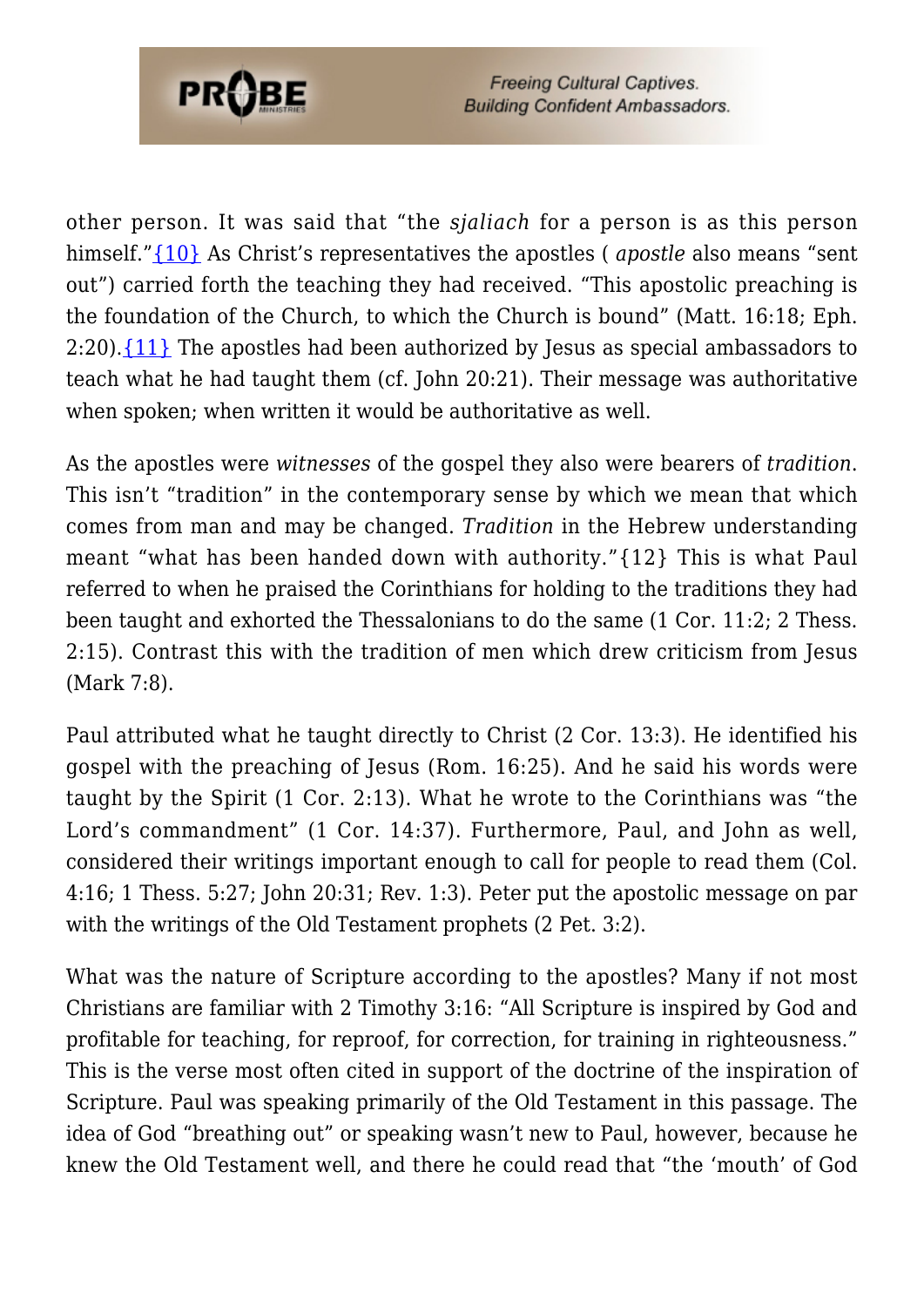other person. It was said that "the *sjaliach* for a person is as this person himself."{10} As Christ's representatives the apostles ( *apostle* also means "sent out") carried forth the teaching they had received. "This apostolic preaching is the foundation of the Church, to which the Church is bound" (Matt. 16:18; Eph. 2:20).{11} The apostles had been authorized by Jesus as special ambassadors to teach what he had taught them (cf. John 20:21). Their message was authoritative when spoken; when written it would be authoritative as well.

As the apostles were *witnesses* of the gospel they also were bearers of *tradition*. This isn't "tradition" in the contemporary sense by which we mean that which comes from man and may be changed. *Tradition* in the Hebrew understanding meant "what has been handed down with authority."{12} This is what Paul referred to when he praised the Corinthians for holding to the traditions they had been taught and exhorted the Thessalonians to do the same (1 Cor. 11:2; 2 Thess. 2:15). Contrast this with the tradition of men which drew criticism from Jesus (Mark 7:8).

Paul attributed what he taught directly to Christ (2 Cor. 13:3). He identified his gospel with the preaching of Jesus (Rom. 16:25). And he said his words were taught by the Spirit (1 Cor. 2:13). What he wrote to the Corinthians was "the Lord's commandment" (1 Cor. 14:37). Furthermore, Paul, and John as well, considered their writings important enough to call for people to read them (Col. 4:16; 1 Thess. 5:27; John 20:31; Rev. 1:3). Peter put the apostolic message on par with the writings of the Old Testament prophets (2 Pet. 3:2).

What was the nature of Scripture according to the apostles? Many if not most Christians are familiar with 2 Timothy 3:16: "All Scripture is inspired by God and profitable for teaching, for reproof, for correction, for training in righteousness." This is the verse most often cited in support of the doctrine of the inspiration of Scripture. Paul was speaking primarily of the Old Testament in this passage. The idea of God "breathing out" or speaking wasn't new to Paul, however, because he knew the Old Testament well, and there he could read that "the 'mouth' of God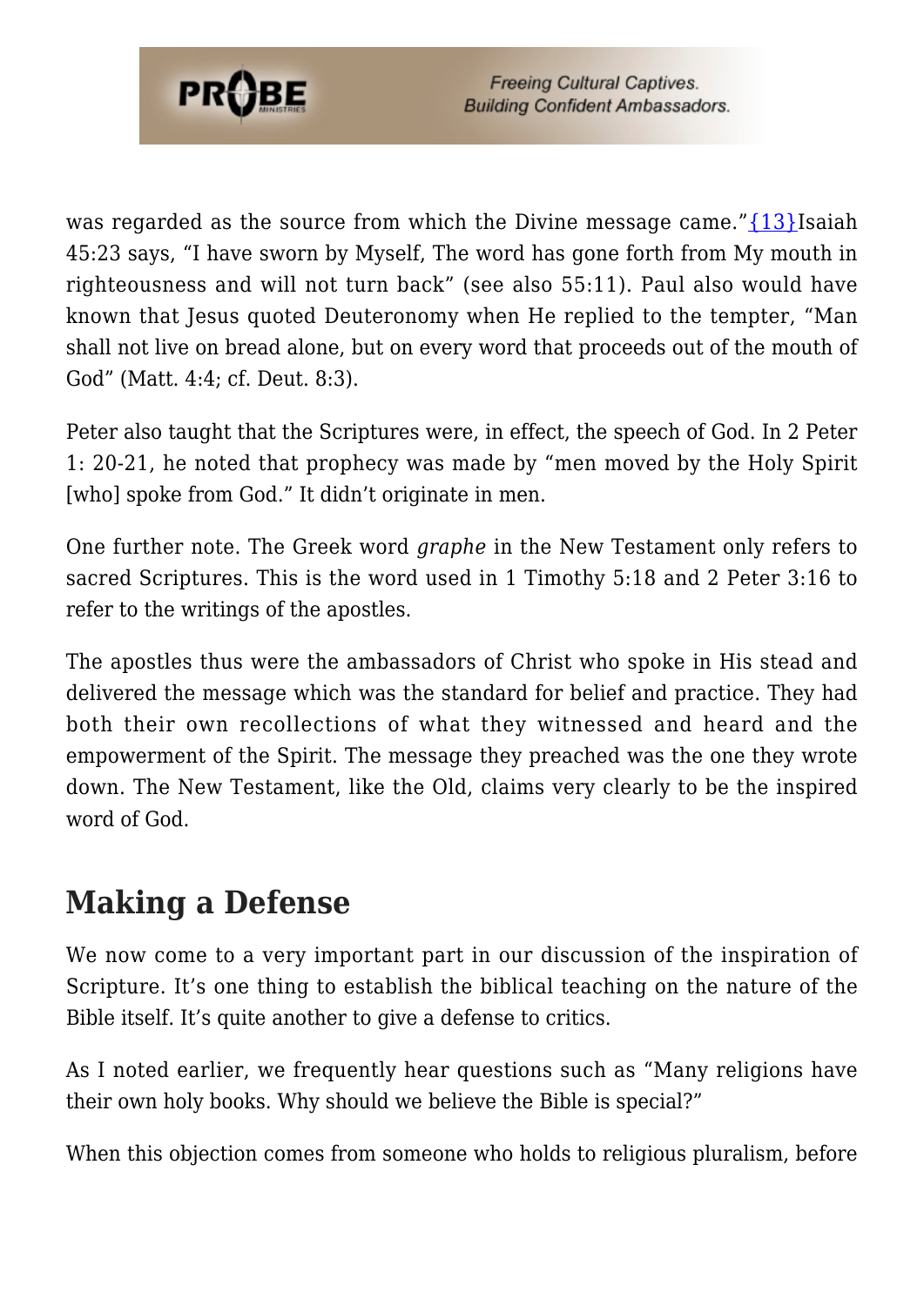was regarded as the source from which the Divine message came."{13}Isaiah 45:23 says, "I have sworn by Myself, The word has gone forth from My mouth in righteousness and will not turn back" (see also 55:11). Paul also would have known that Jesus quoted Deuteronomy when He replied to the tempter, "Man shall not live on bread alone, but on every word that proceeds out of the mouth of God" (Matt. 4:4; cf. Deut. 8:3).

Peter also taught that the Scriptures were, in effect, the speech of God. In 2 Peter 1: 20-21, he noted that prophecy was made by "men moved by the Holy Spirit [who] spoke from God." It didn't originate in men.

One further note. The Greek word *graphe* in the New Testament only refers to sacred Scriptures. This is the word used in 1 Timothy 5:18 and 2 Peter 3:16 to refer to the writings of the apostles.

The apostles thus were the ambassadors of Christ who spoke in His stead and delivered the message which was the standard for belief and practice. They had both their own recollections of what they witnessed and heard and the empowerment of the Spirit. The message they preached was the one they wrote down. The New Testament, like the Old, claims very clearly to be the inspired word of God.

## Making a Defense

We now come to a very important part in our discussion of the inspiration of Scripture. It's one thing to establish the biblical teaching on the nature of the Bible itself. It's quite another to give a defense to critics.

As I noted earlier, we frequently hear questions such as "Many religions have their own holy books. Why should we believe the Bible is special?"

When this objection comes from someone who holds to religious pluralism, before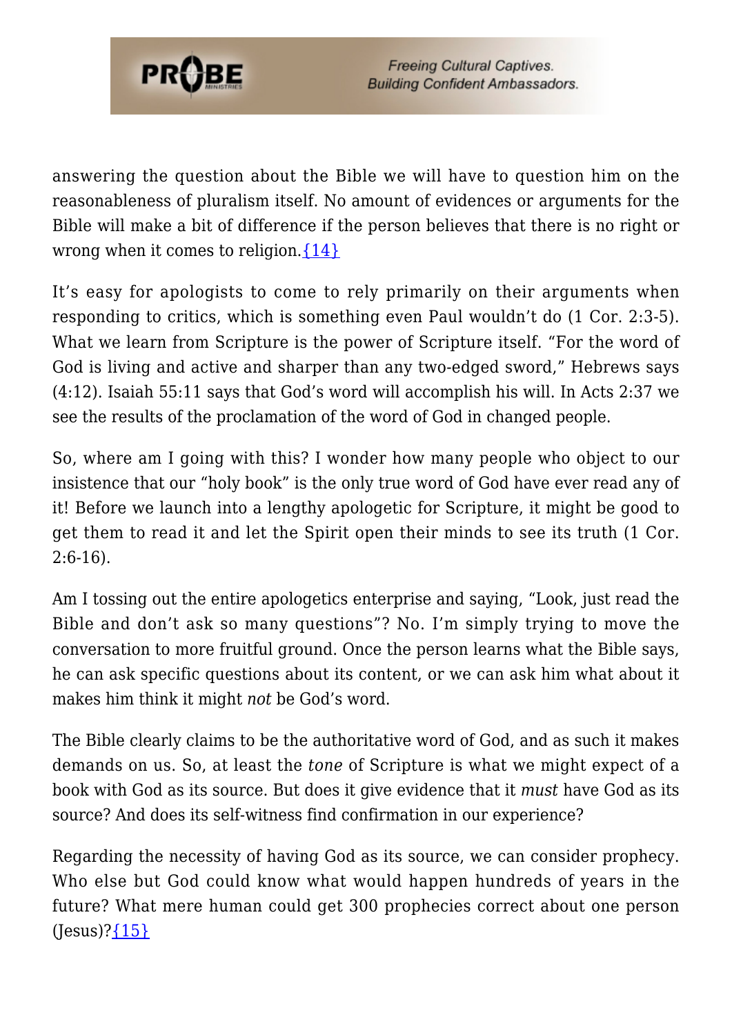answering the question about the Bible we will have to question him on the reasonableness of pluralism itself. No amount of evidences or arguments for the Bible will make a bit of difference if the person believes that there is no right or wrong when it comes to religion.{14}

It's easy for apologists to come to rely primarily on their arguments when responding to critics, which is something even Paul wouldn't do (1 Cor. 2:3-5). What we learn from Scripture is the power of Scripture itself. "For the word of God is living and active and sharper than any two-edged sword," Hebrews says (4:12). Isaiah 55:11 says that God's word will accomplish his will. In Acts 2:37 we see the results of the proclamation of the word of God in changed people.

So, where am I going with this? I wonder how many people who object to our insistence that our "holy book" is the only true word of God have ever read any of it! Before we launch into a lengthy apologetic for Scripture, it might be good to get them to read it and let the Spirit open their minds to see its truth (1 Cor. 2:6-16).

Am I tossing out the entire apologetics enterprise and saying, "Look, just read the Bible and don't ask so many questions"? No. I'm simply trying to move the conversation to more fruitful ground. Once the person learns what the Bible says, he can ask specific questions about its content, or we can ask him what about it makes him think it might *not* be God's word.

The Bible clearly claims to be the authoritative word of God, and as such it makes demands on us. So, at least the *tone* of Scripture is what we might expect of a book with God as its source. But does it give evidence that it *must* have God as its source? And does its self-witness find confirmation in our experience?

Regarding the necessity of having God as its source, we can consider prophecy. Who else but God could know what would happen hundreds of years in the future? What mere human could get 300 prophecies correct about one person (Jesus)?{15}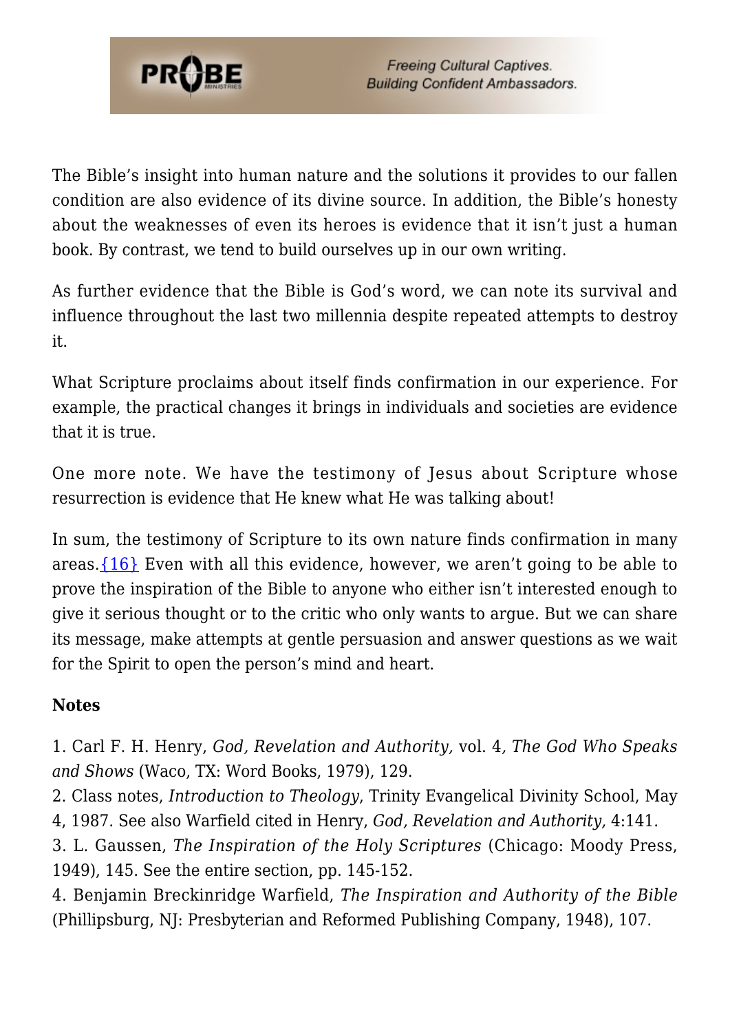The Bible's insight into human nature and the solutions it provides to our fallen condition are also evidence of its divine source. In addition, the Bible's honesty about the weaknesses of even its heroes is evidence that it isn't just a human book. By contrast, we tend to build ourselves up in our own writing.

As further evidence that the Bible is God's word, we can note its survival and influence throughout the last two millennia despite repeated attempts to destroy it.

What Scripture proclaims about itself finds confirmation in our experience. For example, the practical changes it brings in individuals and societies are evidence that it is true.

One more note. We have the testimony of Jesus about Scripture whose resurrection is evidence that He knew what He was talking about!

In sum, the testimony of Scripture to its own nature finds confirmation in many areas.{16} Even with all this evidence, however, we aren't going to be able to prove the inspiration of the Bible to anyone who either isn't interested enough to give it serious thought or to the critic who only wants to argue. But we can share its message, make attempts at gentle persuasion and answer questions as we wait for the Spirit to open the person's mind and heart.

**Notes**

1. Carl F. H. Henry, *God, Revelation and Authority,* vol. 4, *The God Who Speaks and Shows* (Waco, TX: Word Books, 1979), 129.
2. Class notes, *Introduction to Theology*, Trinity Evangelical Divinity School, May 4, 1987. See also Warfield cited in Henry, *God, Revelation and Authority,* 4:141.
3. L. Gaussen, *The Inspiration of the Holy Scriptures* (Chicago: Moody Press, 1949), 145. See the entire section, pp. 145-152.
4. Benjamin Breckinridge Warfield, *The Inspiration and Authority of the Bible* (Phillipsburg, NJ: Presbyterian and Reformed Publishing Company, 1948), 107.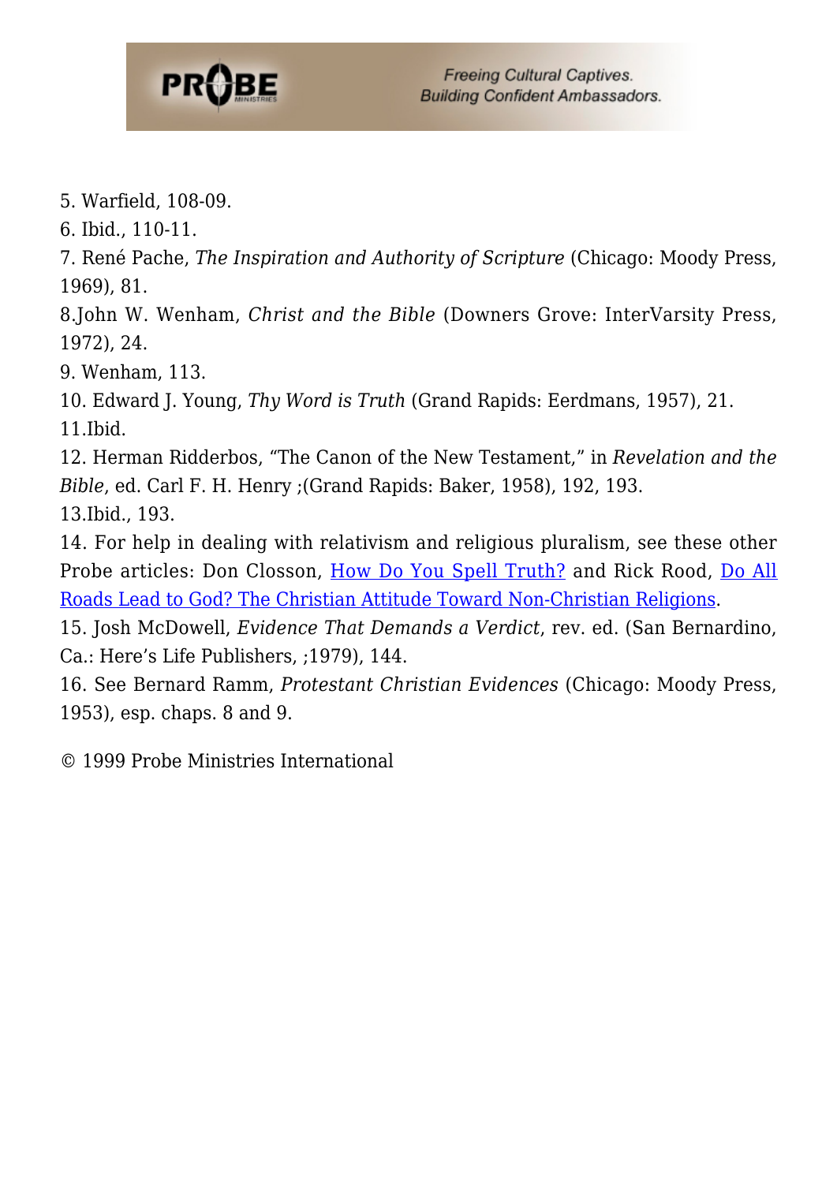5. Warfield, 108-09.
6. Ibid., 110-11.
7. René Pache, *The Inspiration and Authority of Scripture* (Chicago: Moody Press, 1969), 81.
8.John W. Wenham, *Christ and the Bible* (Downers Grove: InterVarsity Press, 1972), 24.
9. Wenham, 113.
10. Edward J. Young, *Thy Word is Truth* (Grand Rapids: Eerdmans, 1957), 21.
11.Ibid.
12. Herman Ridderbos, "The Canon of the New Testament," in *Revelation and the Bible*, ed. Carl F. H. Henry ;(Grand Rapids: Baker, 1958), 192, 193.
13.Ibid., 193.
14. For help in dealing with relativism and religious pluralism, see these other Probe articles: Don Closson, How Do You Spell Truth? and Rick Rood, Do All Roads Lead to God? The Christian Attitude Toward Non-Christian Religions.
15. Josh McDowell, *Evidence That Demands a Verdict*, rev. ed. (San Bernardino, Ca.: Here's Life Publishers, ;1979), 144.
16. See Bernard Ramm, *Protestant Christian Evidences* (Chicago: Moody Press, 1953), esp. chaps. 8 and 9.

© 1999 Probe Ministries International